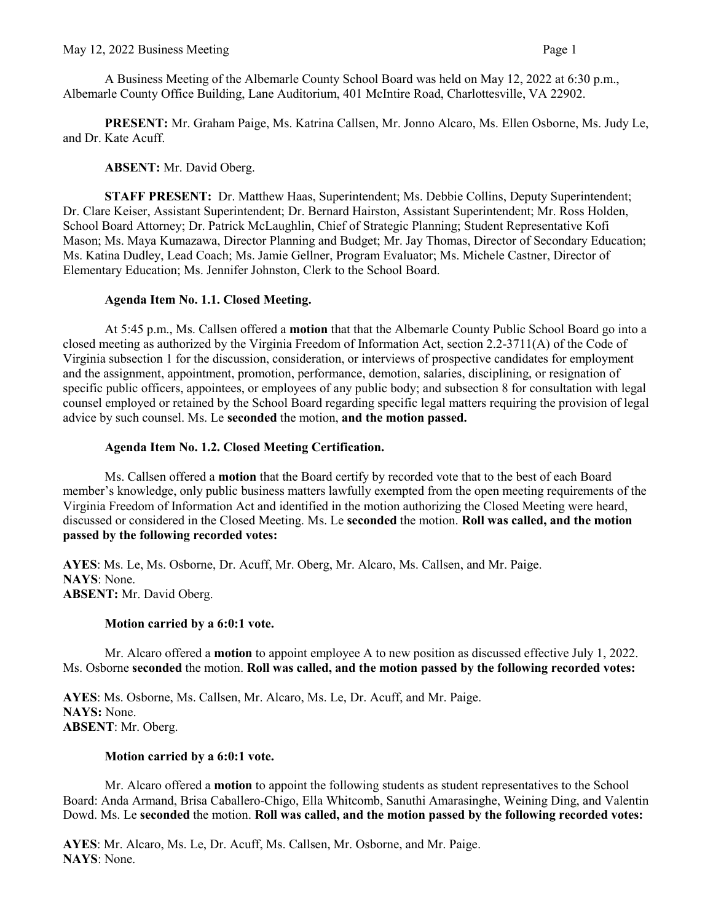A Business Meeting of the Albemarle County School Board was held on May 12, 2022 at 6:30 p.m., Albemarle County Office Building, Lane Auditorium, 401 McIntire Road, Charlottesville, VA 22902.

**PRESENT:** Mr. Graham Paige, Ms. Katrina Callsen, Mr. Jonno Alcaro, Ms. Ellen Osborne, Ms. Judy Le, and Dr. Kate Acuff.

**ABSENT:** Mr. David Oberg.

**STAFF PRESENT:** Dr. Matthew Haas, Superintendent; Ms. Debbie Collins, Deputy Superintendent; Dr. Clare Keiser, Assistant Superintendent; Dr. Bernard Hairston, Assistant Superintendent; Mr. Ross Holden, School Board Attorney; Dr. Patrick McLaughlin, Chief of Strategic Planning; Student Representative Kofi Mason; Ms. Maya Kumazawa, Director Planning and Budget; Mr. Jay Thomas, Director of Secondary Education; Ms. Katina Dudley, Lead Coach; Ms. Jamie Gellner, Program Evaluator; Ms. Michele Castner, Director of Elementary Education; Ms. Jennifer Johnston, Clerk to the School Board.

**Agenda Item No. 1.1. Closed Meeting.**

At 5:45 p.m., Ms. Callsen offered a **motion** that that the Albemarle County Public School Board go into a closed meeting as authorized by the Virginia Freedom of Information Act, section 2.2-3711(A) of the Code of Virginia subsection 1 for the discussion, consideration, or interviews of prospective candidates for employment and the assignment, appointment, promotion, performance, demotion, salaries, disciplining, or resignation of specific public officers, appointees, or employees of any public body; and subsection 8 for consultation with legal counsel employed or retained by the School Board regarding specific legal matters requiring the provision of legal advice by such counsel. Ms. Le **seconded** the motion, **and the motion passed.**

**Agenda Item No. 1.2. Closed Meeting Certification.**

Ms. Callsen offered a **motion** that the Board certify by recorded vote that to the best of each Board member's knowledge, only public business matters lawfully exempted from the open meeting requirements of the Virginia Freedom of Information Act and identified in the motion authorizing the Closed Meeting were heard, discussed or considered in the Closed Meeting. Ms. Le **seconded** the motion. **Roll was called, and the motion passed by the following recorded votes:**

**AYES**: Ms. Le, Ms. Osborne, Dr. Acuff, Mr. Oberg, Mr. Alcaro, Ms. Callsen, and Mr. Paige.
**NAYS**: None.
**ABSENT:** Mr. David Oberg.

**Motion carried by a 6:0:1 vote.**

Mr. Alcaro offered a **motion** to appoint employee A to new position as discussed effective July 1, 2022. Ms. Osborne **seconded** the motion. **Roll was called, and the motion passed by the following recorded votes:**

**AYES**: Ms. Osborne, Ms. Callsen, Mr. Alcaro, Ms. Le, Dr. Acuff, and Mr. Paige.
**NAYS:** None.
**ABSENT**: Mr. Oberg.

**Motion carried by a 6:0:1 vote.**

Mr. Alcaro offered a **motion** to appoint the following students as student representatives to the School Board: Anda Armand, Brisa Caballero-Chigo, Ella Whitcomb, Sanuthi Amarasinghe, Weining Ding, and Valentin Dowd. Ms. Le **seconded** the motion. **Roll was called, and the motion passed by the following recorded votes:**

**AYES**: Mr. Alcaro, Ms. Le, Dr. Acuff, Ms. Callsen, Mr. Osborne, and Mr. Paige.
**NAYS**: None.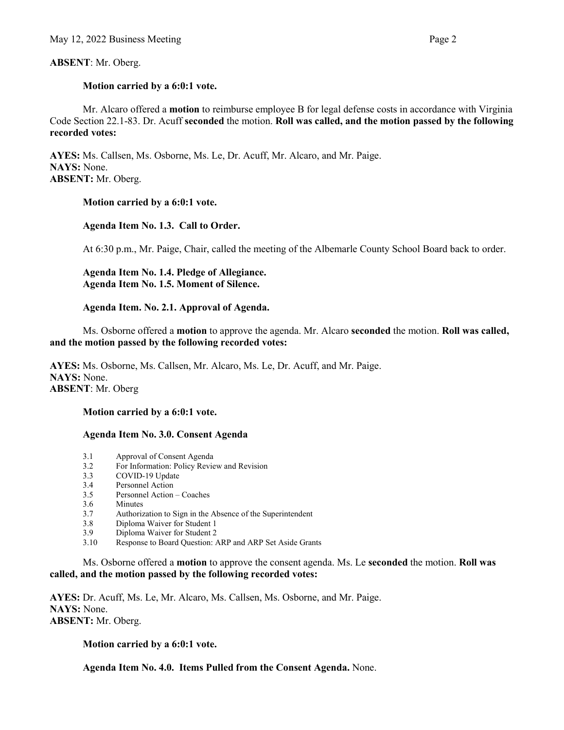**ABSENT**: Mr. Oberg.

**Motion carried by a 6:0:1 vote.**

Mr. Alcaro offered a **motion** to reimburse employee B for legal defense costs in accordance with Virginia Code Section 22.1-83. Dr. Acuff **seconded** the motion. **Roll was called, and the motion passed by the following recorded votes:**

**AYES:** Ms. Callsen, Ms. Osborne, Ms. Le, Dr. Acuff, Mr. Alcaro, and Mr. Paige.
**NAYS:** None.
**ABSENT:** Mr. Oberg.

**Motion carried by a 6:0:1 vote.**

**Agenda Item No. 1.3. Call to Order.**

At 6:30 p.m., Mr. Paige, Chair, called the meeting of the Albemarle County School Board back to order.

**Agenda Item No. 1.4. Pledge of Allegiance.**
**Agenda Item No. 1.5. Moment of Silence.**

**Agenda Item. No. 2.1. Approval of Agenda.**

Ms. Osborne offered a **motion** to approve the agenda. Mr. Alcaro **seconded** the motion. **Roll was called, and the motion passed by the following recorded votes:**

**AYES:** Ms. Osborne, Ms. Callsen, Mr. Alcaro, Ms. Le, Dr. Acuff, and Mr. Paige.
**NAYS:** None.
**ABSENT**: Mr. Oberg

**Motion carried by a 6:0:1 vote.**

**Agenda Item No. 3.0. Consent Agenda**

- 3.1 Approval of Consent Agenda
- 3.2 For Information: Policy Review and Revision
- 3.3 COVID-19 Update
- 3.4 Personnel Action
- 3.5 Personnel Action – Coaches
- 3.6 Minutes
- 3.7 Authorization to Sign in the Absence of the Superintendent
- 3.8 Diploma Waiver for Student 1
- 3.9 Diploma Waiver for Student 2
- 3.10 Response to Board Question: ARP and ARP Set Aside Grants

Ms. Osborne offered a **motion** to approve the consent agenda. Ms. Le **seconded** the motion. **Roll was called, and the motion passed by the following recorded votes:**

**AYES:** Dr. Acuff, Ms. Le, Mr. Alcaro, Ms. Callsen, Ms. Osborne, and Mr. Paige.
**NAYS:** None.
**ABSENT:** Mr. Oberg.

**Motion carried by a 6:0:1 vote.**

**Agenda Item No. 4.0. Items Pulled from the Consent Agenda.** None.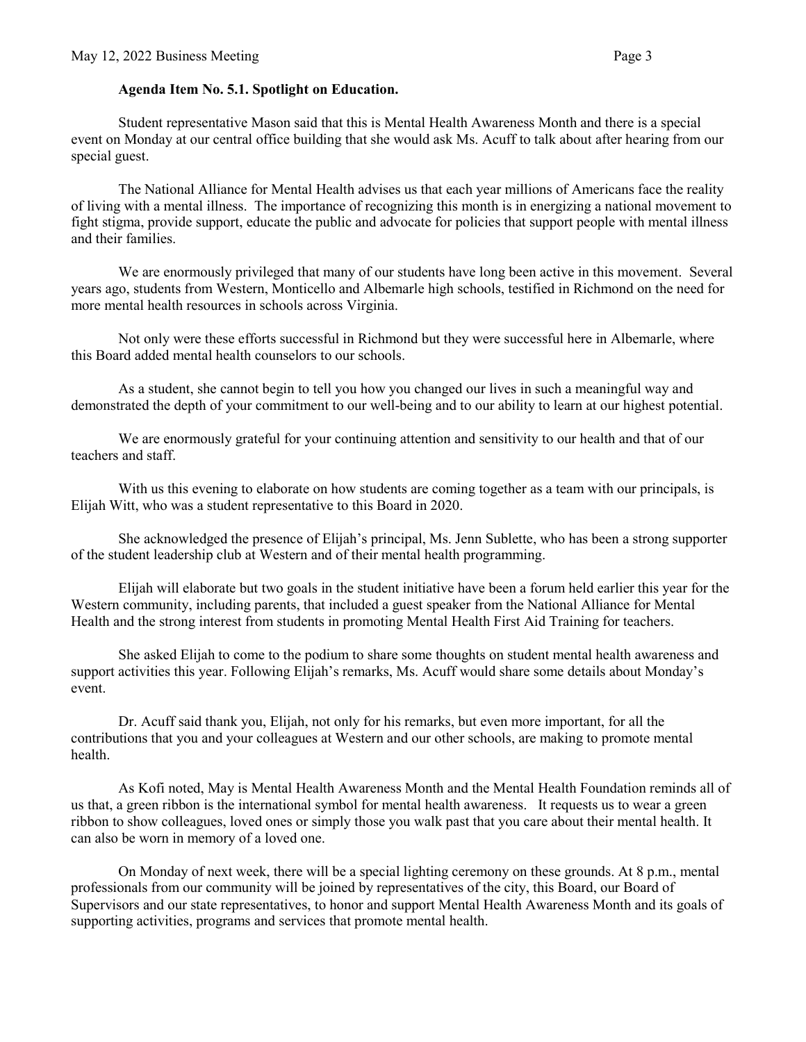**Agenda Item No. 5.1. Spotlight on Education.**

Student representative Mason said that this is Mental Health Awareness Month and there is a special event on Monday at our central office building that she would ask Ms. Acuff to talk about after hearing from our special guest.

The National Alliance for Mental Health advises us that each year millions of Americans face the reality of living with a mental illness. The importance of recognizing this month is in energizing a national movement to fight stigma, provide support, educate the public and advocate for policies that support people with mental illness and their families.

We are enormously privileged that many of our students have long been active in this movement. Several years ago, students from Western, Monticello and Albemarle high schools, testified in Richmond on the need for more mental health resources in schools across Virginia.

Not only were these efforts successful in Richmond but they were successful here in Albemarle, where this Board added mental health counselors to our schools.

As a student, she cannot begin to tell you how you changed our lives in such a meaningful way and demonstrated the depth of your commitment to our well-being and to our ability to learn at our highest potential.

We are enormously grateful for your continuing attention and sensitivity to our health and that of our teachers and staff.

With us this evening to elaborate on how students are coming together as a team with our principals, is Elijah Witt, who was a student representative to this Board in 2020.

She acknowledged the presence of Elijah's principal, Ms. Jenn Sublette, who has been a strong supporter of the student leadership club at Western and of their mental health programming.

Elijah will elaborate but two goals in the student initiative have been a forum held earlier this year for the Western community, including parents, that included a guest speaker from the National Alliance for Mental Health and the strong interest from students in promoting Mental Health First Aid Training for teachers.

She asked Elijah to come to the podium to share some thoughts on student mental health awareness and support activities this year. Following Elijah's remarks, Ms. Acuff would share some details about Monday's event.

Dr. Acuff said thank you, Elijah, not only for his remarks, but even more important, for all the contributions that you and your colleagues at Western and our other schools, are making to promote mental health.

As Kofi noted, May is Mental Health Awareness Month and the Mental Health Foundation reminds all of us that, a green ribbon is the international symbol for mental health awareness. It requests us to wear a green ribbon to show colleagues, loved ones or simply those you walk past that you care about their mental health. It can also be worn in memory of a loved one.

On Monday of next week, there will be a special lighting ceremony on these grounds. At 8 p.m., mental professionals from our community will be joined by representatives of the city, this Board, our Board of Supervisors and our state representatives, to honor and support Mental Health Awareness Month and its goals of supporting activities, programs and services that promote mental health.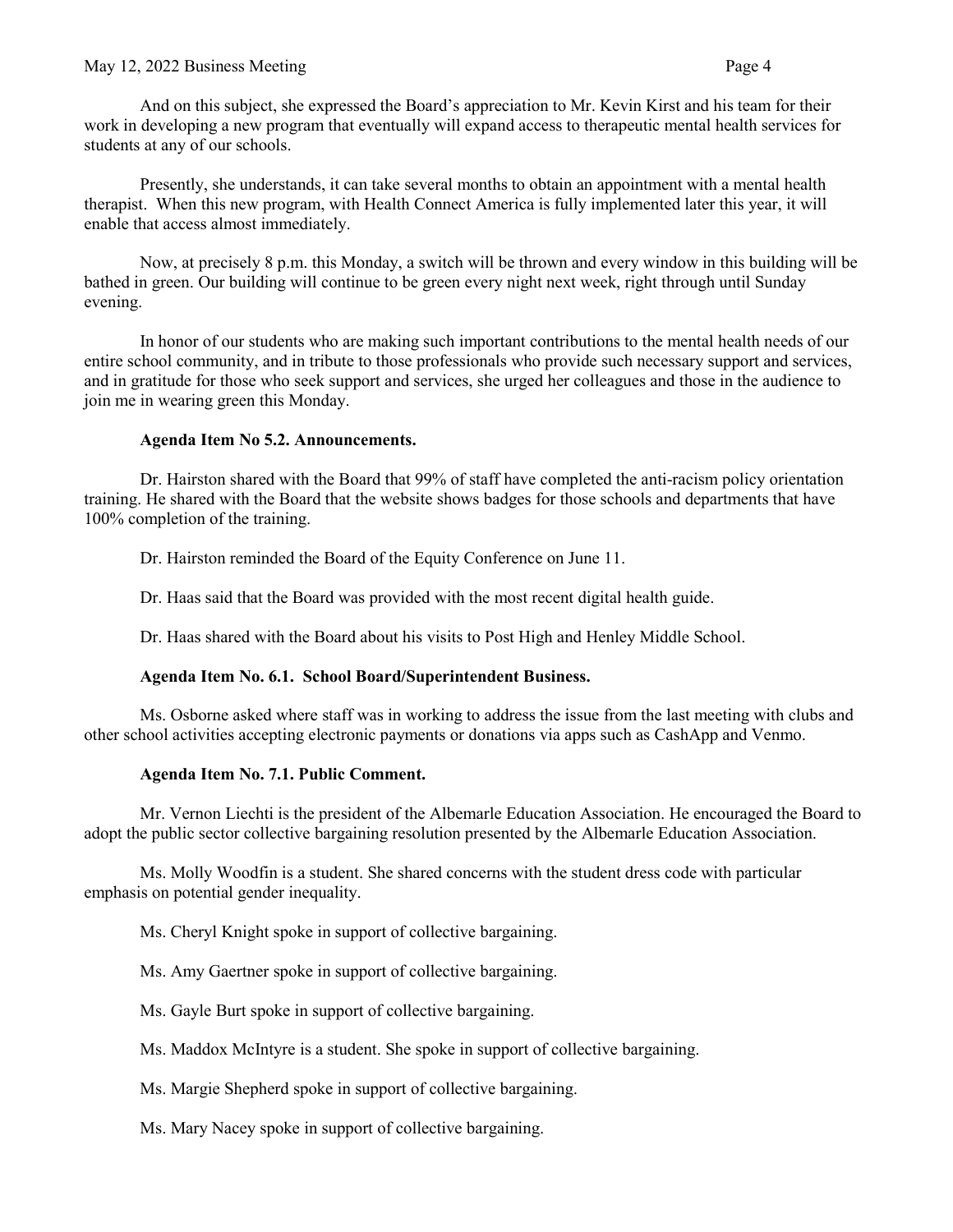And on this subject, she expressed the Board's appreciation to Mr. Kevin Kirst and his team for their work in developing a new program that eventually will expand access to therapeutic mental health services for students at any of our schools.

Presently, she understands, it can take several months to obtain an appointment with a mental health therapist. When this new program, with Health Connect America is fully implemented later this year, it will enable that access almost immediately.

Now, at precisely 8 p.m. this Monday, a switch will be thrown and every window in this building will be bathed in green. Our building will continue to be green every night next week, right through until Sunday evening.

In honor of our students who are making such important contributions to the mental health needs of our entire school community, and in tribute to those professionals who provide such necessary support and services, and in gratitude for those who seek support and services, she urged her colleagues and those in the audience to join me in wearing green this Monday.

**Agenda Item No 5.2. Announcements.**

Dr. Hairston shared with the Board that 99% of staff have completed the anti-racism policy orientation training. He shared with the Board that the website shows badges for those schools and departments that have 100% completion of the training.

Dr. Hairston reminded the Board of the Equity Conference on June 11.

Dr. Haas said that the Board was provided with the most recent digital health guide.

Dr. Haas shared with the Board about his visits to Post High and Henley Middle School.

**Agenda Item No. 6.1. School Board/Superintendent Business.**

Ms. Osborne asked where staff was in working to address the issue from the last meeting with clubs and other school activities accepting electronic payments or donations via apps such as CashApp and Venmo.

**Agenda Item No. 7.1. Public Comment.**

Mr. Vernon Liechti is the president of the Albemarle Education Association. He encouraged the Board to adopt the public sector collective bargaining resolution presented by the Albemarle Education Association.

Ms. Molly Woodfin is a student. She shared concerns with the student dress code with particular emphasis on potential gender inequality.

Ms. Cheryl Knight spoke in support of collective bargaining.

Ms. Amy Gaertner spoke in support of collective bargaining.

Ms. Gayle Burt spoke in support of collective bargaining.

Ms. Maddox McIntyre is a student. She spoke in support of collective bargaining.

Ms. Margie Shepherd spoke in support of collective bargaining.

Ms. Mary Nacey spoke in support of collective bargaining.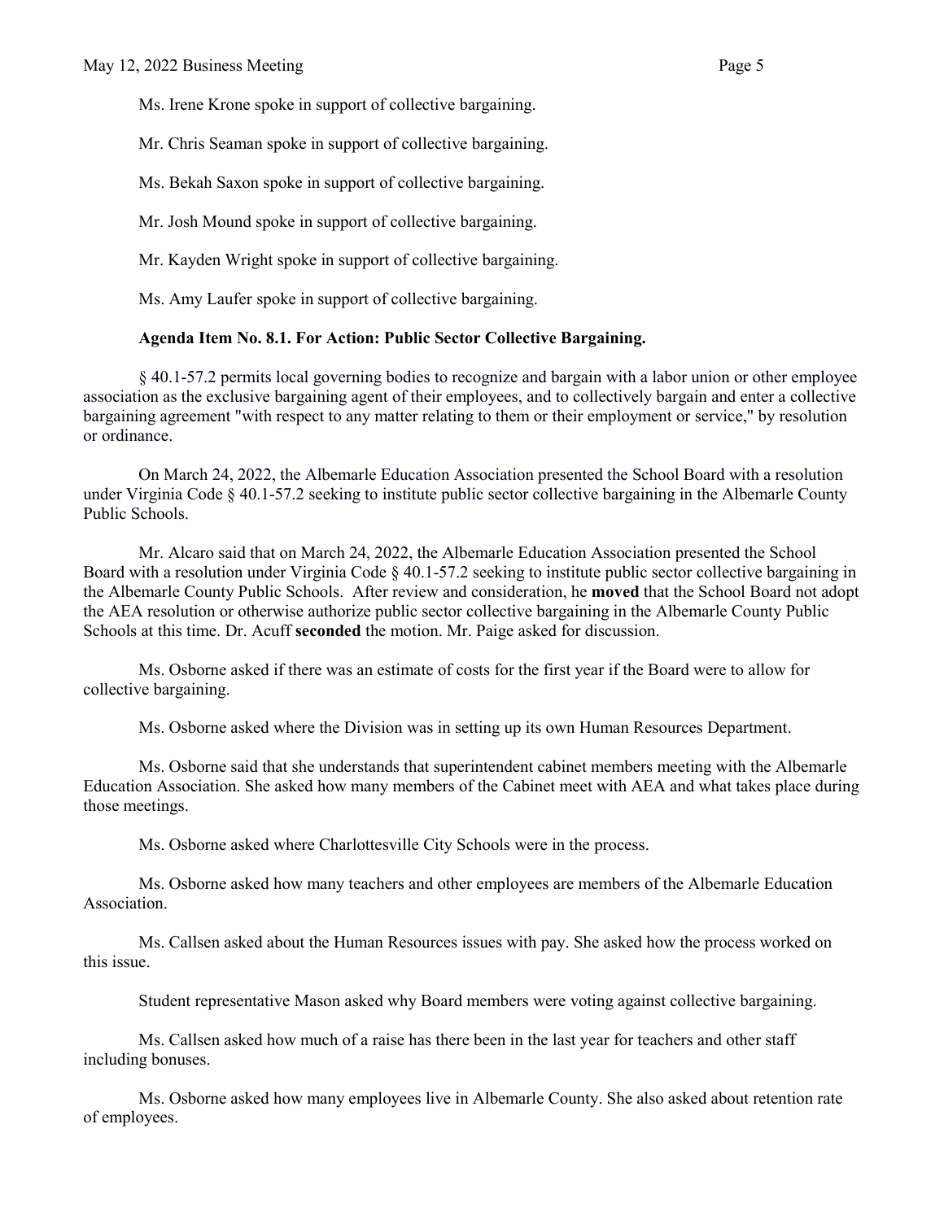Ms. Irene Krone spoke in support of collective bargaining.

Mr. Chris Seaman spoke in support of collective bargaining.

Ms. Bekah Saxon spoke in support of collective bargaining.

Mr. Josh Mound spoke in support of collective bargaining.

Mr. Kayden Wright spoke in support of collective bargaining.

Ms. Amy Laufer spoke in support of collective bargaining.

**Agenda Item No. 8.1. For Action: Public Sector Collective Bargaining.**

§ 40.1-57.2 permits local governing bodies to recognize and bargain with a labor union or other employee association as the exclusive bargaining agent of their employees, and to collectively bargain and enter a collective bargaining agreement "with respect to any matter relating to them or their employment or service," by resolution or ordinance.

On March 24, 2022, the Albemarle Education Association presented the School Board with a resolution under Virginia Code § 40.1-57.2 seeking to institute public sector collective bargaining in the Albemarle County Public Schools.

Mr. Alcaro said that on March 24, 2022, the Albemarle Education Association presented the School Board with a resolution under Virginia Code § 40.1-57.2 seeking to institute public sector collective bargaining in the Albemarle County Public Schools. After review and consideration, he **moved** that the School Board not adopt the AEA resolution or otherwise authorize public sector collective bargaining in the Albemarle County Public Schools at this time. Dr. Acuff **seconded** the motion. Mr. Paige asked for discussion.

Ms. Osborne asked if there was an estimate of costs for the first year if the Board were to allow for collective bargaining.

Ms. Osborne asked where the Division was in setting up its own Human Resources Department.

Ms. Osborne said that she understands that superintendent cabinet members meeting with the Albemarle Education Association. She asked how many members of the Cabinet meet with AEA and what takes place during those meetings.

Ms. Osborne asked where Charlottesville City Schools were in the process.

Ms. Osborne asked how many teachers and other employees are members of the Albemarle Education Association.

Ms. Callsen asked about the Human Resources issues with pay. She asked how the process worked on this issue.

Student representative Mason asked why Board members were voting against collective bargaining.

Ms. Callsen asked how much of a raise has there been in the last year for teachers and other staff including bonuses.

Ms. Osborne asked how many employees live in Albemarle County. She also asked about retention rate of employees.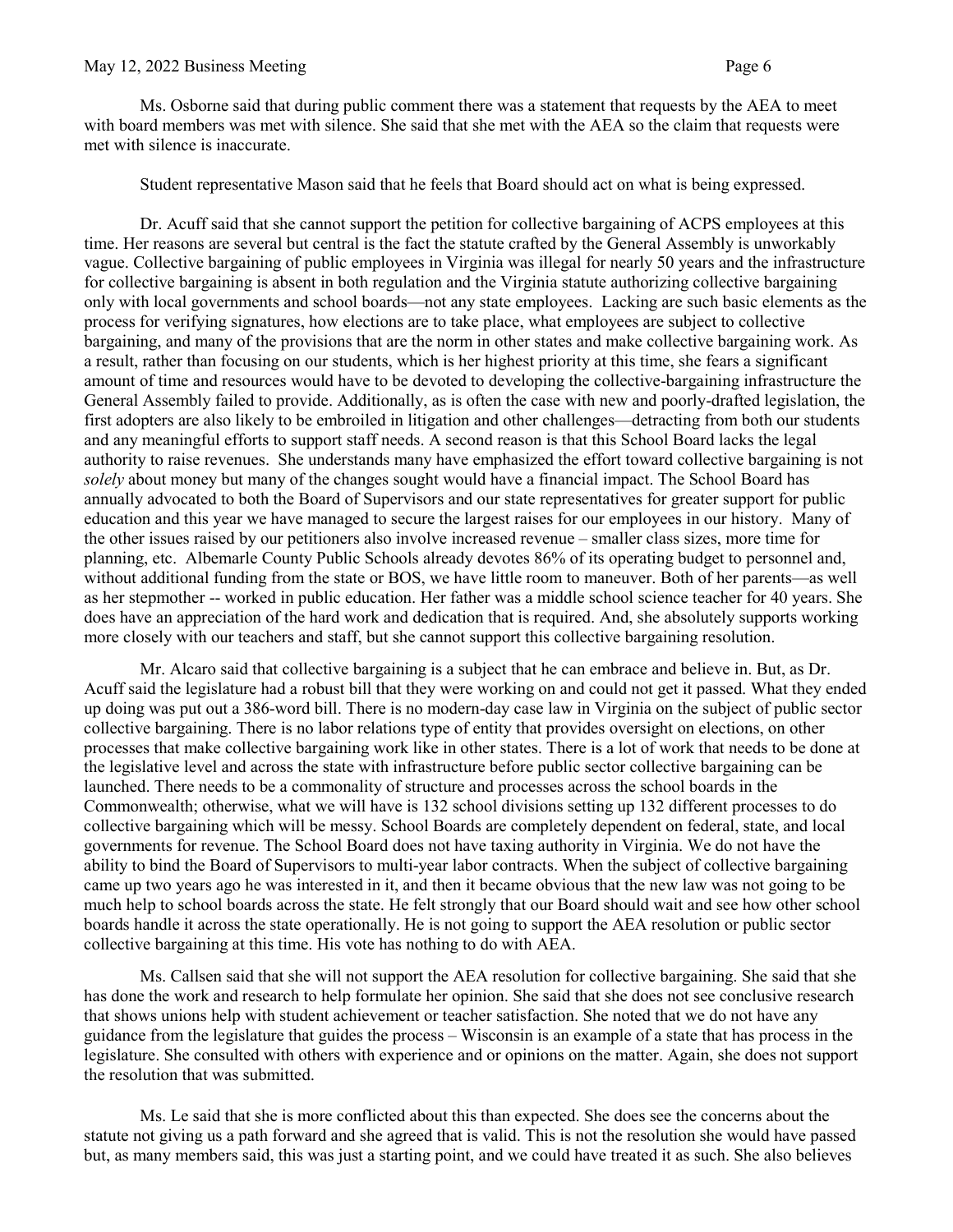Ms. Osborne said that during public comment there was a statement that requests by the AEA to meet with board members was met with silence. She said that she met with the AEA so the claim that requests were met with silence is inaccurate.

Student representative Mason said that he feels that Board should act on what is being expressed.

Dr. Acuff said that she cannot support the petition for collective bargaining of ACPS employees at this time. Her reasons are several but central is the fact the statute crafted by the General Assembly is unworkably vague. Collective bargaining of public employees in Virginia was illegal for nearly 50 years and the infrastructure for collective bargaining is absent in both regulation and the Virginia statute authorizing collective bargaining only with local governments and school boards—not any state employees. Lacking are such basic elements as the process for verifying signatures, how elections are to take place, what employees are subject to collective bargaining, and many of the provisions that are the norm in other states and make collective bargaining work. As a result, rather than focusing on our students, which is her highest priority at this time, she fears a significant amount of time and resources would have to be devoted to developing the collective-bargaining infrastructure the General Assembly failed to provide. Additionally, as is often the case with new and poorly-drafted legislation, the first adopters are also likely to be embroiled in litigation and other challenges—detracting from both our students and any meaningful efforts to support staff needs. A second reason is that this School Board lacks the legal authority to raise revenues. She understands many have emphasized the effort toward collective bargaining is not *solely* about money but many of the changes sought would have a financial impact. The School Board has annually advocated to both the Board of Supervisors and our state representatives for greater support for public education and this year we have managed to secure the largest raises for our employees in our history. Many of the other issues raised by our petitioners also involve increased revenue – smaller class sizes, more time for planning, etc. Albemarle County Public Schools already devotes 86% of its operating budget to personnel and, without additional funding from the state or BOS, we have little room to maneuver. Both of her parents—as well as her stepmother -- worked in public education. Her father was a middle school science teacher for 40 years. She does have an appreciation of the hard work and dedication that is required. And, she absolutely supports working more closely with our teachers and staff, but she cannot support this collective bargaining resolution.

Mr. Alcaro said that collective bargaining is a subject that he can embrace and believe in. But, as Dr. Acuff said the legislature had a robust bill that they were working on and could not get it passed. What they ended up doing was put out a 386-word bill. There is no modern-day case law in Virginia on the subject of public sector collective bargaining. There is no labor relations type of entity that provides oversight on elections, on other processes that make collective bargaining work like in other states. There is a lot of work that needs to be done at the legislative level and across the state with infrastructure before public sector collective bargaining can be launched. There needs to be a commonality of structure and processes across the school boards in the Commonwealth; otherwise, what we will have is 132 school divisions setting up 132 different processes to do collective bargaining which will be messy. School Boards are completely dependent on federal, state, and local governments for revenue. The School Board does not have taxing authority in Virginia. We do not have the ability to bind the Board of Supervisors to multi-year labor contracts. When the subject of collective bargaining came up two years ago he was interested in it, and then it became obvious that the new law was not going to be much help to school boards across the state. He felt strongly that our Board should wait and see how other school boards handle it across the state operationally. He is not going to support the AEA resolution or public sector collective bargaining at this time. His vote has nothing to do with AEA.

Ms. Callsen said that she will not support the AEA resolution for collective bargaining. She said that she has done the work and research to help formulate her opinion. She said that she does not see conclusive research that shows unions help with student achievement or teacher satisfaction. She noted that we do not have any guidance from the legislature that guides the process – Wisconsin is an example of a state that has process in the legislature. She consulted with others with experience and or opinions on the matter. Again, she does not support the resolution that was submitted.

Ms. Le said that she is more conflicted about this than expected. She does see the concerns about the statute not giving us a path forward and she agreed that is valid. This is not the resolution she would have passed but, as many members said, this was just a starting point, and we could have treated it as such. She also believes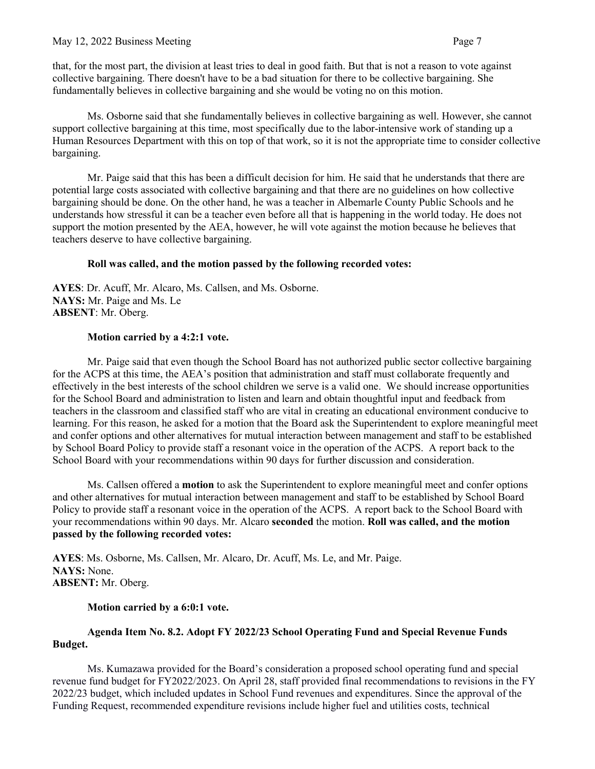that, for the most part, the division at least tries to deal in good faith. But that is not a reason to vote against collective bargaining. There doesn't have to be a bad situation for there to be collective bargaining. She fundamentally believes in collective bargaining and she would be voting no on this motion.

Ms. Osborne said that she fundamentally believes in collective bargaining as well. However, she cannot support collective bargaining at this time, most specifically due to the labor-intensive work of standing up a Human Resources Department with this on top of that work, so it is not the appropriate time to consider collective bargaining.

Mr. Paige said that this has been a difficult decision for him. He said that he understands that there are potential large costs associated with collective bargaining and that there are no guidelines on how collective bargaining should be done. On the other hand, he was a teacher in Albemarle County Public Schools and he understands how stressful it can be a teacher even before all that is happening in the world today. He does not support the motion presented by the AEA, however, he will vote against the motion because he believes that teachers deserve to have collective bargaining.

**Roll was called, and the motion passed by the following recorded votes:**

**AYES**: Dr. Acuff, Mr. Alcaro, Ms. Callsen, and Ms. Osborne.
**NAYS:** Mr. Paige and Ms. Le
**ABSENT**: Mr. Oberg.

**Motion carried by a 4:2:1 vote.**

Mr. Paige said that even though the School Board has not authorized public sector collective bargaining for the ACPS at this time, the AEA's position that administration and staff must collaborate frequently and effectively in the best interests of the school children we serve is a valid one. We should increase opportunities for the School Board and administration to listen and learn and obtain thoughtful input and feedback from teachers in the classroom and classified staff who are vital in creating an educational environment conducive to learning. For this reason, he asked for a motion that the Board ask the Superintendent to explore meaningful meet and confer options and other alternatives for mutual interaction between management and staff to be established by School Board Policy to provide staff a resonant voice in the operation of the ACPS. A report back to the School Board with your recommendations within 90 days for further discussion and consideration.

Ms. Callsen offered a **motion** to ask the Superintendent to explore meaningful meet and confer options and other alternatives for mutual interaction between management and staff to be established by School Board Policy to provide staff a resonant voice in the operation of the ACPS. A report back to the School Board with your recommendations within 90 days. Mr. Alcaro **seconded** the motion. **Roll was called, and the motion passed by the following recorded votes:**

**AYES**: Ms. Osborne, Ms. Callsen, Mr. Alcaro, Dr. Acuff, Ms. Le, and Mr. Paige.
**NAYS:** None.
**ABSENT:** Mr. Oberg.

**Motion carried by a 6:0:1 vote.**

**Agenda Item No. 8.2. Adopt FY 2022/23 School Operating Fund and Special Revenue Funds Budget.**

Ms. Kumazawa provided for the Board's consideration a proposed school operating fund and special revenue fund budget for FY2022/2023. On April 28, staff provided final recommendations to revisions in the FY 2022/23 budget, which included updates in School Fund revenues and expenditures. Since the approval of the Funding Request, recommended expenditure revisions include higher fuel and utilities costs, technical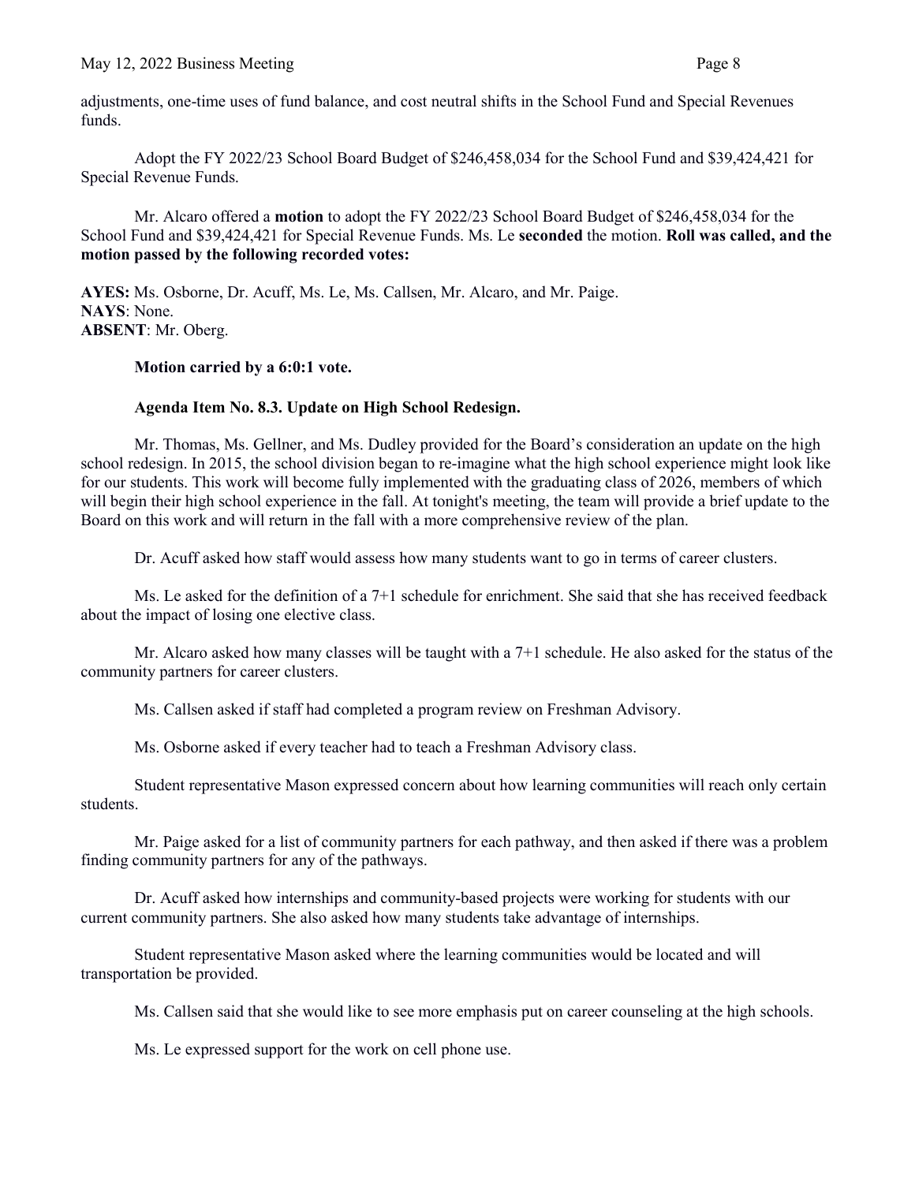adjustments, one-time uses of fund balance, and cost neutral shifts in the School Fund and Special Revenues funds.

Adopt the FY 2022/23 School Board Budget of $246,458,034 for the School Fund and $39,424,421 for Special Revenue Funds.

Mr. Alcaro offered a **motion** to adopt the FY 2022/23 School Board Budget of $246,458,034 for the School Fund and $39,424,421 for Special Revenue Funds. Ms. Le **seconded** the motion. **Roll was called, and the motion passed by the following recorded votes:**

**AYES:** Ms. Osborne, Dr. Acuff, Ms. Le, Ms. Callsen, Mr. Alcaro, and Mr. Paige.
**NAYS**: None.
**ABSENT**: Mr. Oberg.

**Motion carried by a 6:0:1 vote.**

**Agenda Item No. 8.3. Update on High School Redesign.**

Mr. Thomas, Ms. Gellner, and Ms. Dudley provided for the Board's consideration an update on the high school redesign. In 2015, the school division began to re-imagine what the high school experience might look like for our students. This work will become fully implemented with the graduating class of 2026, members of which will begin their high school experience in the fall. At tonight's meeting, the team will provide a brief update to the Board on this work and will return in the fall with a more comprehensive review of the plan.

Dr. Acuff asked how staff would assess how many students want to go in terms of career clusters.

Ms. Le asked for the definition of a 7+1 schedule for enrichment. She said that she has received feedback about the impact of losing one elective class.

Mr. Alcaro asked how many classes will be taught with a 7+1 schedule. He also asked for the status of the community partners for career clusters.

Ms. Callsen asked if staff had completed a program review on Freshman Advisory.

Ms. Osborne asked if every teacher had to teach a Freshman Advisory class.

Student representative Mason expressed concern about how learning communities will reach only certain students.

Mr. Paige asked for a list of community partners for each pathway, and then asked if there was a problem finding community partners for any of the pathways.

Dr. Acuff asked how internships and community-based projects were working for students with our current community partners. She also asked how many students take advantage of internships.

Student representative Mason asked where the learning communities would be located and will transportation be provided.

Ms. Callsen said that she would like to see more emphasis put on career counseling at the high schools.

Ms. Le expressed support for the work on cell phone use.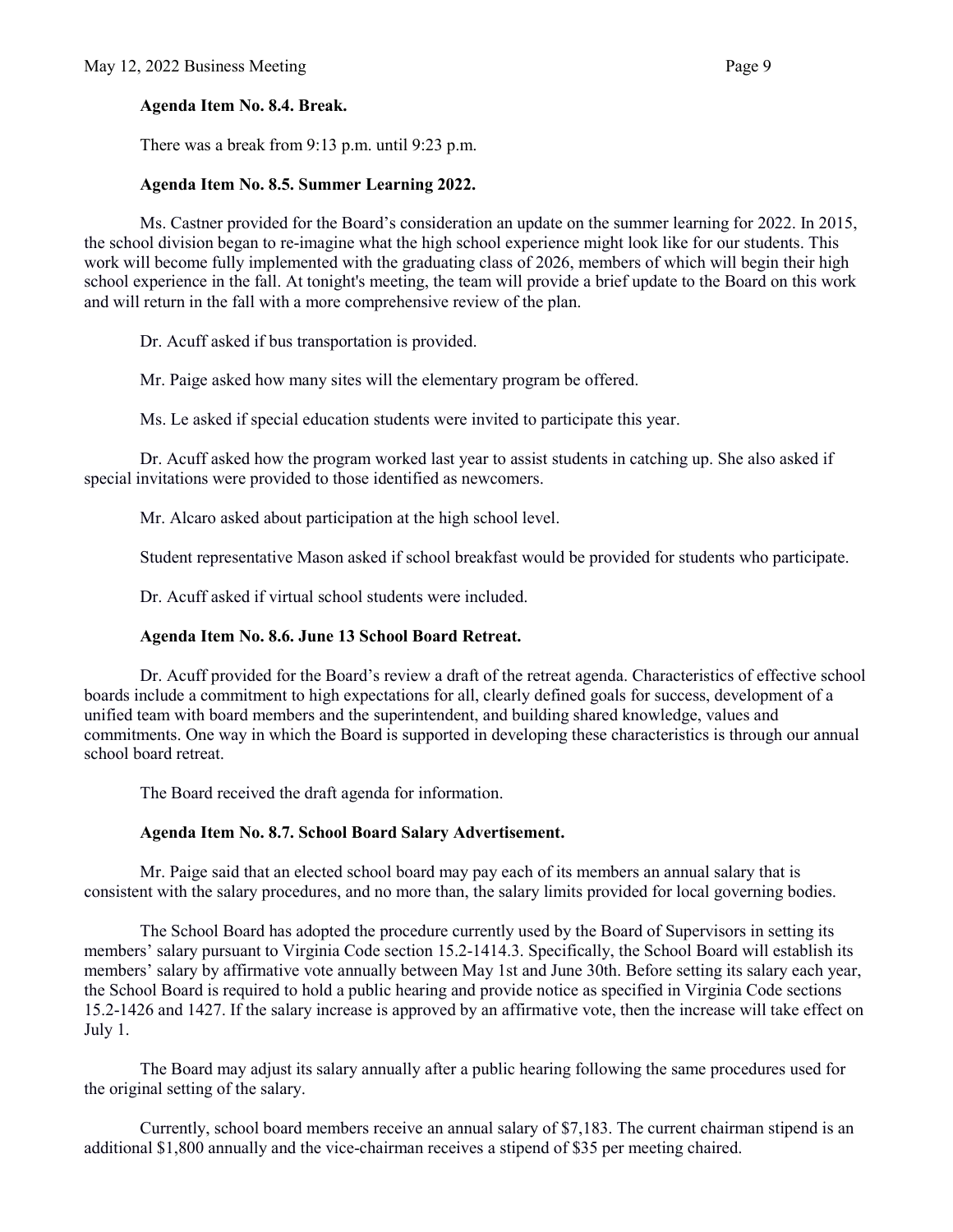**Agenda Item No. 8.4. Break.**

There was a break from 9:13 p.m. until 9:23 p.m.

**Agenda Item No. 8.5. Summer Learning 2022.**

Ms. Castner provided for the Board's consideration an update on the summer learning for 2022. In 2015, the school division began to re-imagine what the high school experience might look like for our students. This work will become fully implemented with the graduating class of 2026, members of which will begin their high school experience in the fall. At tonight's meeting, the team will provide a brief update to the Board on this work and will return in the fall with a more comprehensive review of the plan.

Dr. Acuff asked if bus transportation is provided.

Mr. Paige asked how many sites will the elementary program be offered.

Ms. Le asked if special education students were invited to participate this year.

Dr. Acuff asked how the program worked last year to assist students in catching up. She also asked if special invitations were provided to those identified as newcomers.

Mr. Alcaro asked about participation at the high school level.

Student representative Mason asked if school breakfast would be provided for students who participate.

Dr. Acuff asked if virtual school students were included.

**Agenda Item No. 8.6. June 13 School Board Retreat.**

Dr. Acuff provided for the Board's review a draft of the retreat agenda. Characteristics of effective school boards include a commitment to high expectations for all, clearly defined goals for success, development of a unified team with board members and the superintendent, and building shared knowledge, values and commitments. One way in which the Board is supported in developing these characteristics is through our annual school board retreat.

The Board received the draft agenda for information.

**Agenda Item No. 8.7. School Board Salary Advertisement.**

Mr. Paige said that an elected school board may pay each of its members an annual salary that is consistent with the salary procedures, and no more than, the salary limits provided for local governing bodies.

The School Board has adopted the procedure currently used by the Board of Supervisors in setting its members' salary pursuant to Virginia Code section 15.2-1414.3. Specifically, the School Board will establish its members' salary by affirmative vote annually between May 1st and June 30th. Before setting its salary each year, the School Board is required to hold a public hearing and provide notice as specified in Virginia Code sections 15.2-1426 and 1427. If the salary increase is approved by an affirmative vote, then the increase will take effect on July 1.

The Board may adjust its salary annually after a public hearing following the same procedures used for the original setting of the salary.

Currently, school board members receive an annual salary of $7,183. The current chairman stipend is an additional $1,800 annually and the vice-chairman receives a stipend of $35 per meeting chaired.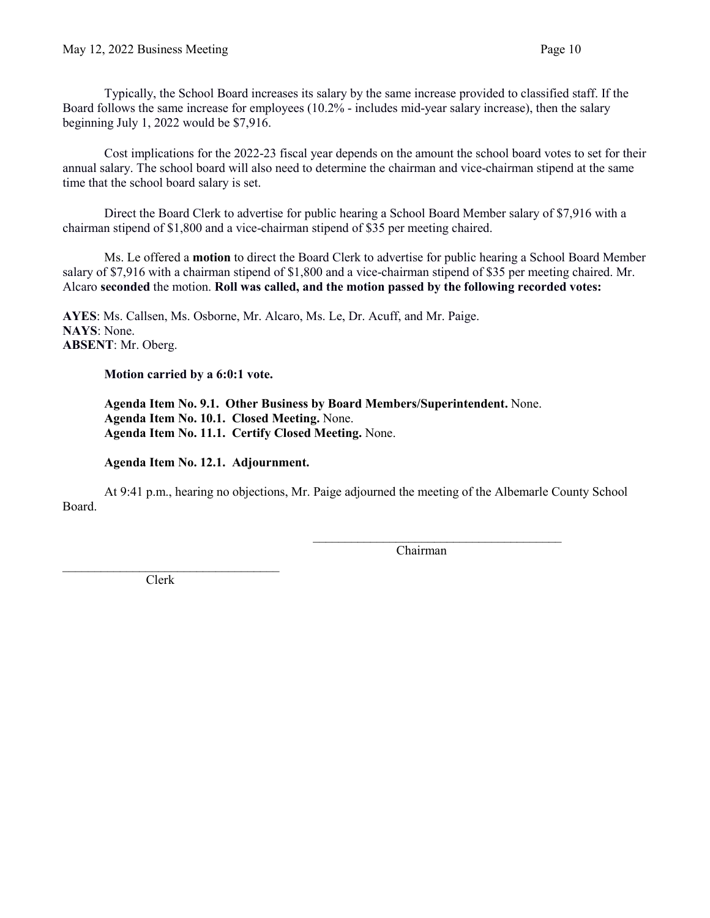Typically, the School Board increases its salary by the same increase provided to classified staff. If the Board follows the same increase for employees (10.2% - includes mid-year salary increase), then the salary beginning July 1, 2022 would be $7,916.

Cost implications for the 2022-23 fiscal year depends on the amount the school board votes to set for their annual salary. The school board will also need to determine the chairman and vice-chairman stipend at the same time that the school board salary is set.

Direct the Board Clerk to advertise for public hearing a School Board Member salary of $7,916 with a chairman stipend of $1,800 and a vice-chairman stipend of $35 per meeting chaired.

Ms. Le offered a **motion** to direct the Board Clerk to advertise for public hearing a School Board Member salary of $7,916 with a chairman stipend of $1,800 and a vice-chairman stipend of $35 per meeting chaired. Mr. Alcaro **seconded** the motion. **Roll was called, and the motion passed by the following recorded votes:**

**AYES**: Ms. Callsen, Ms. Osborne, Mr. Alcaro, Ms. Le, Dr. Acuff, and Mr. Paige.
**NAYS**: None.
**ABSENT**: Mr. Oberg.

**Motion carried by a 6:0:1 vote.**

**Agenda Item No. 9.1. Other Business by Board Members/Superintendent.** None.
**Agenda Item No. 10.1. Closed Meeting.** None.
**Agenda Item No. 11.1. Certify Closed Meeting.** None.

**Agenda Item No. 12.1. Adjournment.**

At 9:41 p.m., hearing no objections, Mr. Paige adjourned the meeting of the Albemarle County School Board.

\_\_\_\_\_\_\_\_\_\_\_\_\_\_\_\_\_\_\_\_\_\_\_\_\_\_\_\_\_\_\_\_\_\_\_\_\_\_\_\_
Chairman

\_\_\_\_\_\_\_\_\_\_\_\_\_\_\_\_\_\_\_\_\_\_\_\_\_\_\_\_\_\_\_\_\_\_\_
Clerk